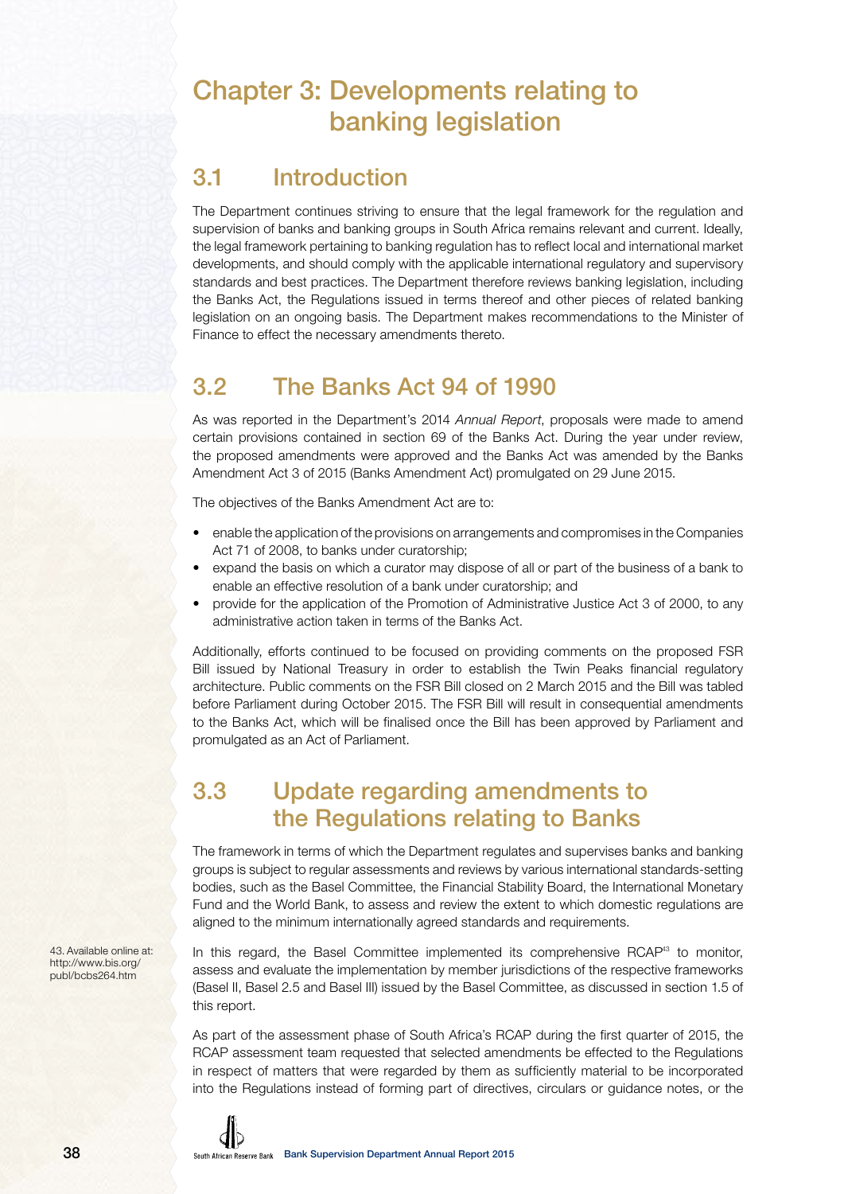# Chapter 3: Developments relating to banking legislation

## 3.1 Introduction

The Department continues striving to ensure that the legal framework for the regulation and supervision of banks and banking groups in South Africa remains relevant and current. Ideally, the legal framework pertaining to banking regulation has to reflect local and international market developments, and should comply with the applicable international regulatory and supervisory standards and best practices. The Department therefore reviews banking legislation, including the Banks Act, the Regulations issued in terms thereof and other pieces of related banking legislation on an ongoing basis. The Department makes recommendations to the Minister of Finance to effect the necessary amendments thereto.

## 3.2 The Banks Act 94 of 1990

As was reported in the Department's 2014 *Annual Report*, proposals were made to amend certain provisions contained in section 69 of the Banks Act. During the year under review, the proposed amendments were approved and the Banks Act was amended by the Banks Amendment Act 3 of 2015 (Banks Amendment Act) promulgated on 29 June 2015.

The objectives of the Banks Amendment Act are to:

- enable the application of the provisions on arrangements and compromises in the Companies Act 71 of 2008, to banks under curatorship;
- expand the basis on which a curator may dispose of all or part of the business of a bank to enable an effective resolution of a bank under curatorship; and
- provide for the application of the Promotion of Administrative Justice Act 3 of 2000, to any administrative action taken in terms of the Banks Act.

Additionally, efforts continued to be focused on providing comments on the proposed FSR Bill issued by National Treasury in order to establish the Twin Peaks financial regulatory architecture. Public comments on the FSR Bill closed on 2 March 2015 and the Bill was tabled before Parliament during October 2015. The FSR Bill will result in consequential amendments to the Banks Act, which will be finalised once the Bill has been approved by Parliament and promulgated as an Act of Parliament.

## 3.3 Update regarding amendments to the Regulations relating to Banks

The framework in terms of which the Department regulates and supervises banks and banking groups is subject to regular assessments and reviews by various international standards-setting bodies, such as the Basel Committee, the Financial Stability Board, the International Monetary Fund and the World Bank, to assess and review the extent to which domestic regulations are aligned to the minimum internationally agreed standards and requirements.

In this regard, the Basel Committee implemented its comprehensive RCAP[43] to monitor, assess and evaluate the implementation by member jurisdictions of the respective frameworks (Basel II, Basel 2.5 and Basel III) issued by the Basel Committee, as discussed in section 1.5 of this report.

43. Available online at: http://www.bis.org/publ/bcbs264.htm

As part of the assessment phase of South Africa's RCAP during the first quarter of 2015, the RCAP assessment team requested that selected amendments be effected to the Regulations in respect of matters that were regarded by them as sufficiently material to be incorporated into the Regulations instead of forming part of directives, circulars or guidance notes, or the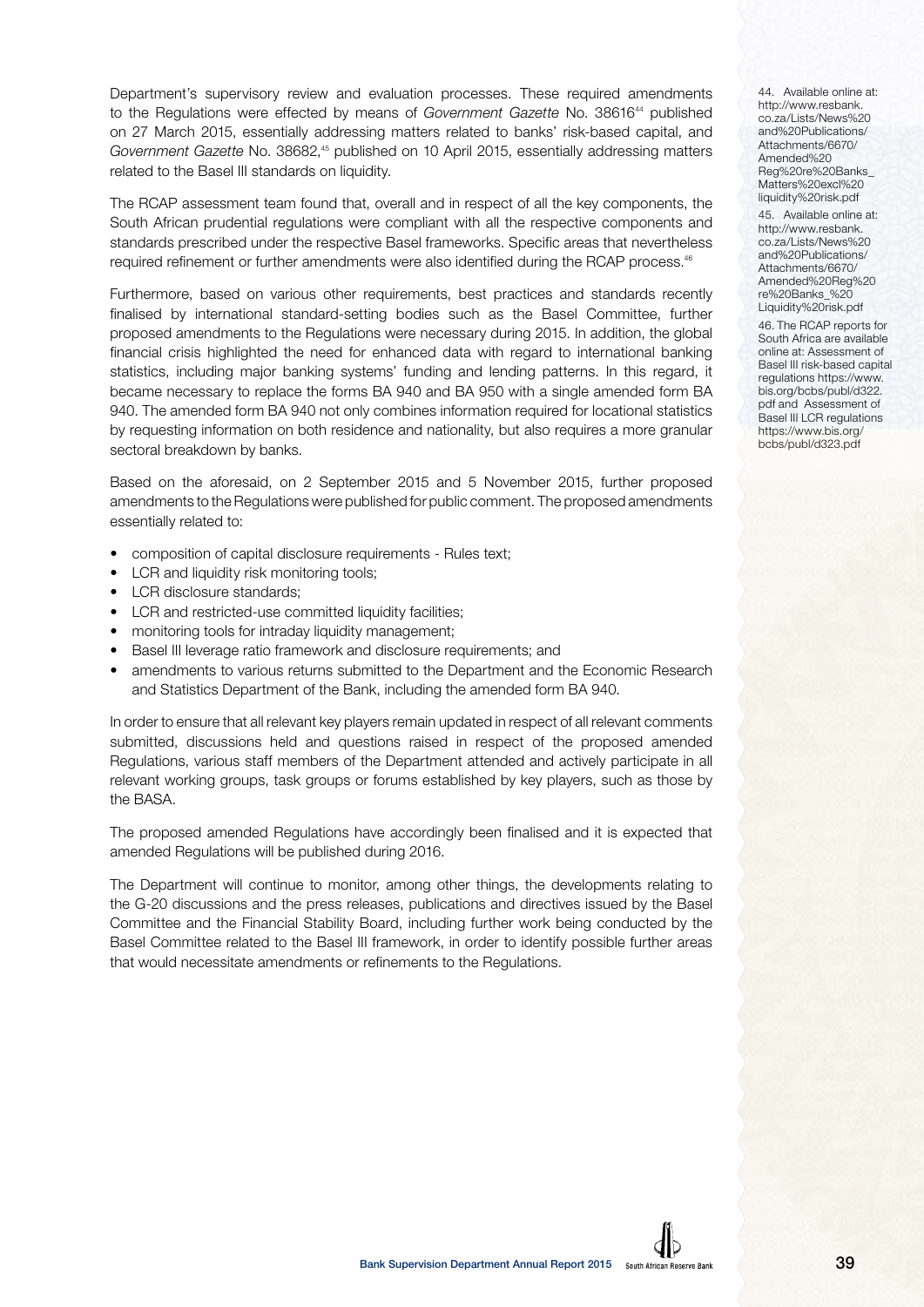Department's supervisory review and evaluation processes. These required amendments to the Regulations were effected by means of *Government Gazette* No. 38616[44] published on 27 March 2015, essentially addressing matters related to banks' risk-based capital, and *Government Gazette* No. 38682,[45] published on 10 April 2015, essentially addressing matters related to the Basel III standards on liquidity.

The RCAP assessment team found that, overall and in respect of all the key components, the South African prudential regulations were compliant with all the respective components and standards prescribed under the respective Basel frameworks. Specific areas that nevertheless required refinement or further amendments were also identified during the RCAP process.[46]

Furthermore, based on various other requirements, best practices and standards recently finalised by international standard-setting bodies such as the Basel Committee, further proposed amendments to the Regulations were necessary during 2015. In addition, the global financial crisis highlighted the need for enhanced data with regard to international banking statistics, including major banking systems' funding and lending patterns. In this regard, it became necessary to replace the forms BA 940 and BA 950 with a single amended form BA 940. The amended form BA 940 not only combines information required for locational statistics by requesting information on both residence and nationality, but also requires a more granular sectoral breakdown by banks.

Based on the aforesaid, on 2 September 2015 and 5 November 2015, further proposed amendments to the Regulations were published for public comment. The proposed amendments essentially related to:

- composition of capital disclosure requirements - Rules text;
- LCR and liquidity risk monitoring tools;
- LCR disclosure standards;
- LCR and restricted-use committed liquidity facilities;
- monitoring tools for intraday liquidity management;
- Basel III leverage ratio framework and disclosure requirements; and
- amendments to various returns submitted to the Department and the Economic Research and Statistics Department of the Bank, including the amended form BA 940.

In order to ensure that all relevant key players remain updated in respect of all relevant comments submitted, discussions held and questions raised in respect of the proposed amended Regulations, various staff members of the Department attended and actively participate in all relevant working groups, task groups or forums established by key players, such as those by the BASA.

The proposed amended Regulations have accordingly been finalised and it is expected that amended Regulations will be published during 2016.

The Department will continue to monitor, among other things, the developments relating to the G-20 discussions and the press releases, publications and directives issued by the Basel Committee and the Financial Stability Board, including further work being conducted by the Basel Committee related to the Basel III framework, in order to identify possible further areas that would necessitate amendments or refinements to the Regulations.

44. Available online at: http://www.resbank.co.za/Lists/News%20and%20Publications/Attachments/6670/Amended%20Reg%20re%20Banks_Matters%20excl%20liquidity%20risk.pdf

45. Available online at: http://www.resbank.co.za/Lists/News%20and%20Publications/Attachments/6670/Amended%20Reg%20re%20Banks_%20Liquidity%20risk.pdf

46. The RCAP reports for South Africa are available online at: Assessment of Basel III risk-based capital regulations https://www.bis.org/bcbs/publ/d322.pdf and Assessment of Basel III LCR regulations https://www.bis.org/bcbs/publ/d323.pdf